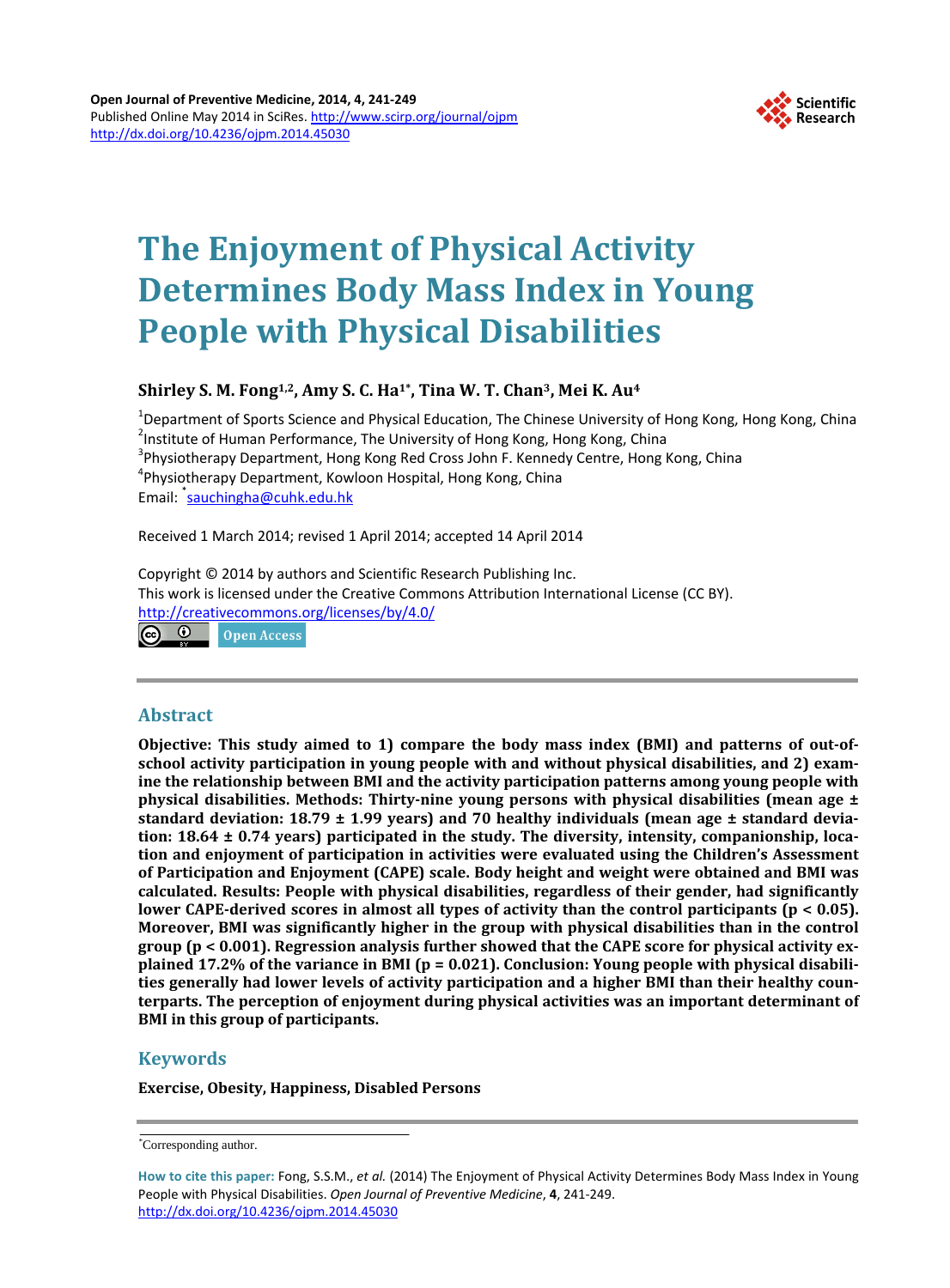Open Journal of Preventive Medicine, 2014, 4, 241-249
Published Online May 2014 in SciRes. http://www.scirp.org/journal/ojpm
http://dx.doi.org/10.4236/ojpm.2014.45030

# The Enjoyment of Physical Activity Determines Body Mass Index in Young People with Physical Disabilities

**Shirley S. M. Fong[1,2], Amy S. C. Ha[1*], Tina W. T. Chan[3], Mei K. Au[4]**

[1]Department of Sports Science and Physical Education, The Chinese University of Hong Kong, Hong Kong, China
[2]Institute of Human Performance, The University of Hong Kong, Hong Kong, China
[3]Physiotherapy Department, Hong Kong Red Cross John F. Kennedy Centre, Hong Kong, China
[4]Physiotherapy Department, Kowloon Hospital, Hong Kong, China
Email: *sauchingha@cuhk.edu.hk

Received 1 March 2014; revised 1 April 2014; accepted 14 April 2014

Copyright © 2014 by authors and Scientific Research Publishing Inc.
This work is licensed under the Creative Commons Attribution International License (CC BY).
http://creativecommons.org/licenses/by/4.0/

Open Access

## Abstract

**Objective: This study aimed to 1) compare the body mass index (BMI) and patterns of out-of-school activity participation in young people with and without physical disabilities, and 2) examine the relationship between BMI and the activity participation patterns among young people with physical disabilities. Methods: Thirty-nine young persons with physical disabilities (mean age ± standard deviation: 18.79 ± 1.99 years) and 70 healthy individuals (mean age ± standard deviation: 18.64 ± 0.74 years) participated in the study. The diversity, intensity, companionship, location and enjoyment of participation in activities were evaluated using the Children's Assessment of Participation and Enjoyment (CAPE) scale. Body height and weight were obtained and BMI was calculated. Results: People with physical disabilities, regardless of their gender, had significantly lower CAPE-derived scores in almost all types of activity than the control participants ($p < 0.05$). Moreover, BMI was significantly higher in the group with physical disabilities than in the control group ($p < 0.001$). Regression analysis further showed that the CAPE score for physical activity explained 17.2% of the variance in BMI ($p = 0.021$). Conclusion: Young people with physical disabilities generally had lower levels of activity participation and a higher BMI than their healthy counterparts. The perception of enjoyment during physical activities was an important determinant of BMI in this group of participants.**

## Keywords

**Exercise, Obesity, Happiness, Disabled Persons**

*Corresponding author.

**How to cite this paper:** Fong, S.S.M., *et al.* (2014) The Enjoyment of Physical Activity Determines Body Mass Index in Young People with Physical Disabilities. *Open Journal of Preventive Medicine*, **4**, 241-249. http://dx.doi.org/10.4236/ojpm.2014.45030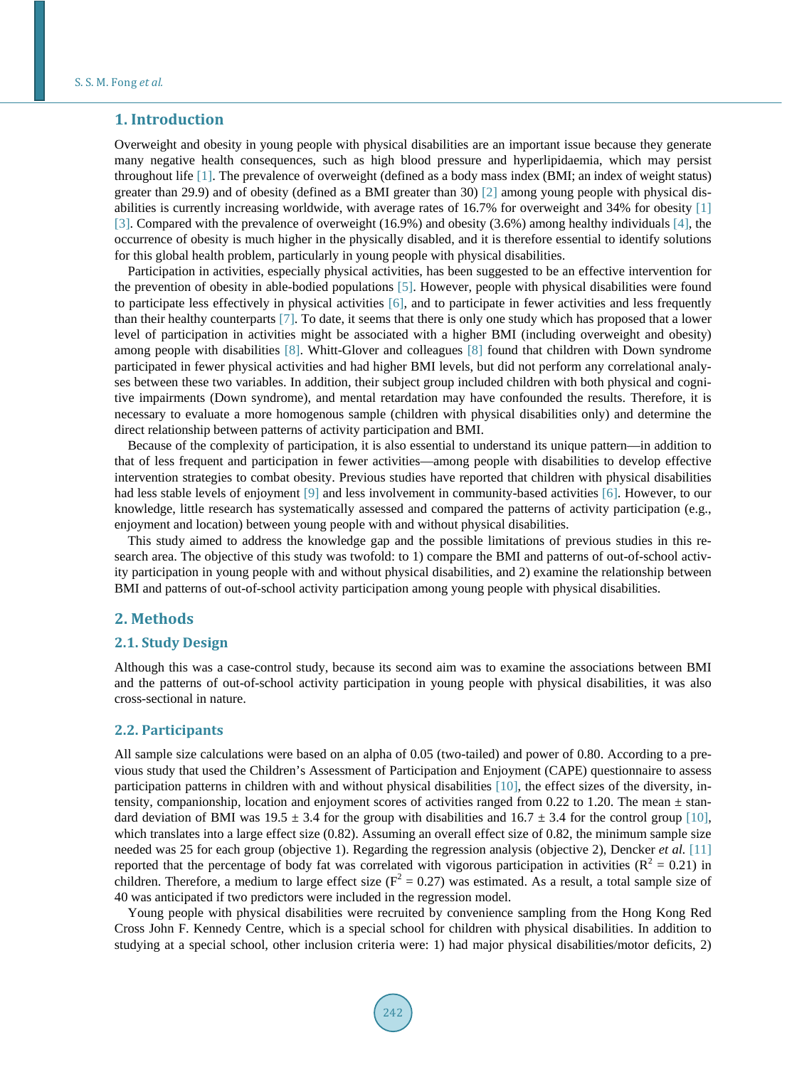## 1. Introduction

Overweight and obesity in young people with physical disabilities are an important issue because they generate many negative health consequences, such as high blood pressure and hyperlipidaemia, which may persist throughout life [1]. The prevalence of overweight (defined as a body mass index (BMI; an index of weight status) greater than 29.9) and of obesity (defined as a BMI greater than 30) [2] among young people with physical disabilities is currently increasing worldwide, with average rates of 16.7% for overweight and 34% for obesity [1] [3]. Compared with the prevalence of overweight (16.9%) and obesity (3.6%) among healthy individuals [4], the occurrence of obesity is much higher in the physically disabled, and it is therefore essential to identify solutions for this global health problem, particularly in young people with physical disabilities.

Participation in activities, especially physical activities, has been suggested to be an effective intervention for the prevention of obesity in able-bodied populations [5]. However, people with physical disabilities were found to participate less effectively in physical activities [6], and to participate in fewer activities and less frequently than their healthy counterparts [7]. To date, it seems that there is only one study which has proposed that a lower level of participation in activities might be associated with a higher BMI (including overweight and obesity) among people with disabilities [8]. Whitt-Glover and colleagues [8] found that children with Down syndrome participated in fewer physical activities and had higher BMI levels, but did not perform any correlational analyses between these two variables. In addition, their subject group included children with both physical and cognitive impairments (Down syndrome), and mental retardation may have confounded the results. Therefore, it is necessary to evaluate a more homogenous sample (children with physical disabilities only) and determine the direct relationship between patterns of activity participation and BMI.

Because of the complexity of participation, it is also essential to understand its unique pattern—in addition to that of less frequent and participation in fewer activities—among people with disabilities to develop effective intervention strategies to combat obesity. Previous studies have reported that children with physical disabilities had less stable levels of enjoyment [9] and less involvement in community-based activities [6]. However, to our knowledge, little research has systematically assessed and compared the patterns of activity participation (e.g., enjoyment and location) between young people with and without physical disabilities.

This study aimed to address the knowledge gap and the possible limitations of previous studies in this research area. The objective of this study was twofold: to 1) compare the BMI and patterns of out-of-school activity participation in young people with and without physical disabilities, and 2) examine the relationship between BMI and patterns of out-of-school activity participation among young people with physical disabilities.

## 2. Methods

### 2.1. Study Design

Although this was a case-control study, because its second aim was to examine the associations between BMI and the patterns of out-of-school activity participation in young people with physical disabilities, it was also cross-sectional in nature.

### 2.2. Participants

All sample size calculations were based on an alpha of 0.05 (two-tailed) and power of 0.80. According to a previous study that used the Children's Assessment of Participation and Enjoyment (CAPE) questionnaire to assess participation patterns in children with and without physical disabilities [10], the effect sizes of the diversity, intensity, companionship, location and enjoyment scores of activities ranged from 0.22 to 1.20. The mean ± standard deviation of BMI was 19.5 ± 3.4 for the group with disabilities and 16.7 ± 3.4 for the control group [10], which translates into a large effect size (0.82). Assuming an overall effect size of 0.82, the minimum sample size needed was 25 for each group (objective 1). Regarding the regression analysis (objective 2), Dencker *et al.* [11] reported that the percentage of body fat was correlated with vigorous participation in activities ($R^2 = 0.21$) in children. Therefore, a medium to large effect size ($F^2 = 0.27$) was estimated. As a result, a total sample size of 40 was anticipated if two predictors were included in the regression model.

Young people with physical disabilities were recruited by convenience sampling from the Hong Kong Red Cross John F. Kennedy Centre, which is a special school for children with physical disabilities. In addition to studying at a special school, other inclusion criteria were: 1) had major physical disabilities/motor deficits, 2)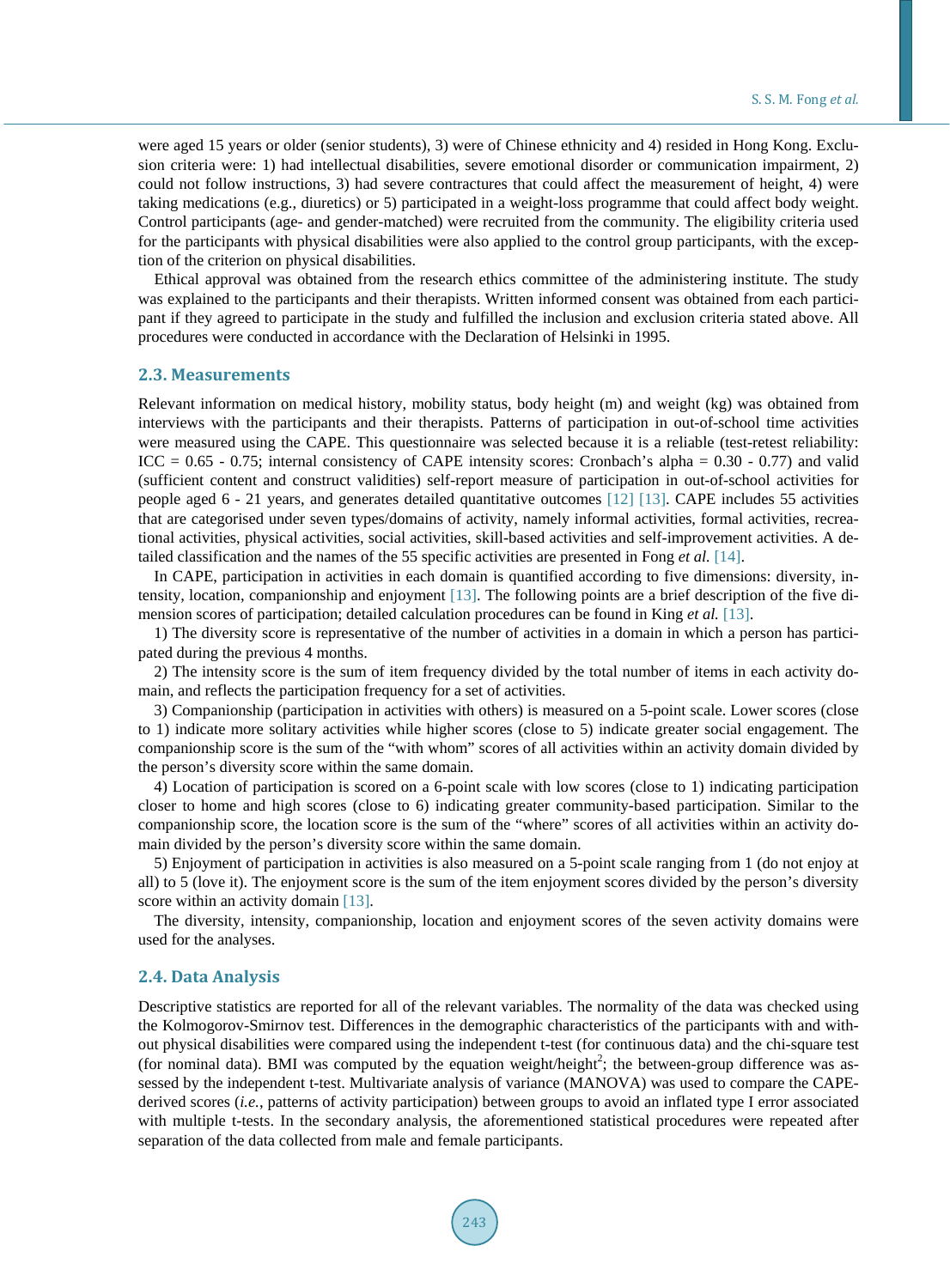were aged 15 years or older (senior students), 3) were of Chinese ethnicity and 4) resided in Hong Kong. Exclusion criteria were: 1) had intellectual disabilities, severe emotional disorder or communication impairment, 2) could not follow instructions, 3) had severe contractures that could affect the measurement of height, 4) were taking medications (e.g., diuretics) or 5) participated in a weight-loss programme that could affect body weight. Control participants (age- and gender-matched) were recruited from the community. The eligibility criteria used for the participants with physical disabilities were also applied to the control group participants, with the exception of the criterion on physical disabilities.

Ethical approval was obtained from the research ethics committee of the administering institute. The study was explained to the participants and their therapists. Written informed consent was obtained from each participant if they agreed to participate in the study and fulfilled the inclusion and exclusion criteria stated above. All procedures were conducted in accordance with the Declaration of Helsinki in 1995.

## 2.3. Measurements

Relevant information on medical history, mobility status, body height (m) and weight (kg) was obtained from interviews with the participants and their therapists. Patterns of participation in out-of-school time activities were measured using the CAPE. This questionnaire was selected because it is a reliable (test-retest reliability: ICC = 0.65 - 0.75; internal consistency of CAPE intensity scores: Cronbach's alpha = 0.30 - 0.77) and valid (sufficient content and construct validities) self-report measure of participation in out-of-school activities for people aged 6 - 21 years, and generates detailed quantitative outcomes [12] [13]. CAPE includes 55 activities that are categorised under seven types/domains of activity, namely informal activities, formal activities, recreational activities, physical activities, social activities, skill-based activities and self-improvement activities. A detailed classification and the names of the 55 specific activities are presented in Fong *et al.* [14].

In CAPE, participation in activities in each domain is quantified according to five dimensions: diversity, intensity, location, companionship and enjoyment [13]. The following points are a brief description of the five dimension scores of participation; detailed calculation procedures can be found in King *et al.* [13].

1) The diversity score is representative of the number of activities in a domain in which a person has participated during the previous 4 months.

2) The intensity score is the sum of item frequency divided by the total number of items in each activity domain, and reflects the participation frequency for a set of activities.

3) Companionship (participation in activities with others) is measured on a 5-point scale. Lower scores (close to 1) indicate more solitary activities while higher scores (close to 5) indicate greater social engagement. The companionship score is the sum of the "with whom" scores of all activities within an activity domain divided by the person's diversity score within the same domain.

4) Location of participation is scored on a 6-point scale with low scores (close to 1) indicating participation closer to home and high scores (close to 6) indicating greater community-based participation. Similar to the companionship score, the location score is the sum of the "where" scores of all activities within an activity domain divided by the person's diversity score within the same domain.

5) Enjoyment of participation in activities is also measured on a 5-point scale ranging from 1 (do not enjoy at all) to 5 (love it). The enjoyment score is the sum of the item enjoyment scores divided by the person's diversity score within an activity domain [13].

The diversity, intensity, companionship, location and enjoyment scores of the seven activity domains were used for the analyses.

## 2.4. Data Analysis

Descriptive statistics are reported for all of the relevant variables. The normality of the data was checked using the Kolmogorov-Smirnov test. Differences in the demographic characteristics of the participants with and without physical disabilities were compared using the independent t-test (for continuous data) and the chi-square test (for nominal data). BMI was computed by the equation weight/height$^2$; the between-group difference was assessed by the independent t-test. Multivariate analysis of variance (MANOVA) was used to compare the CAPE-derived scores (*i.e.*, patterns of activity participation) between groups to avoid an inflated type I error associated with multiple t-tests. In the secondary analysis, the aforementioned statistical procedures were repeated after separation of the data collected from male and female participants.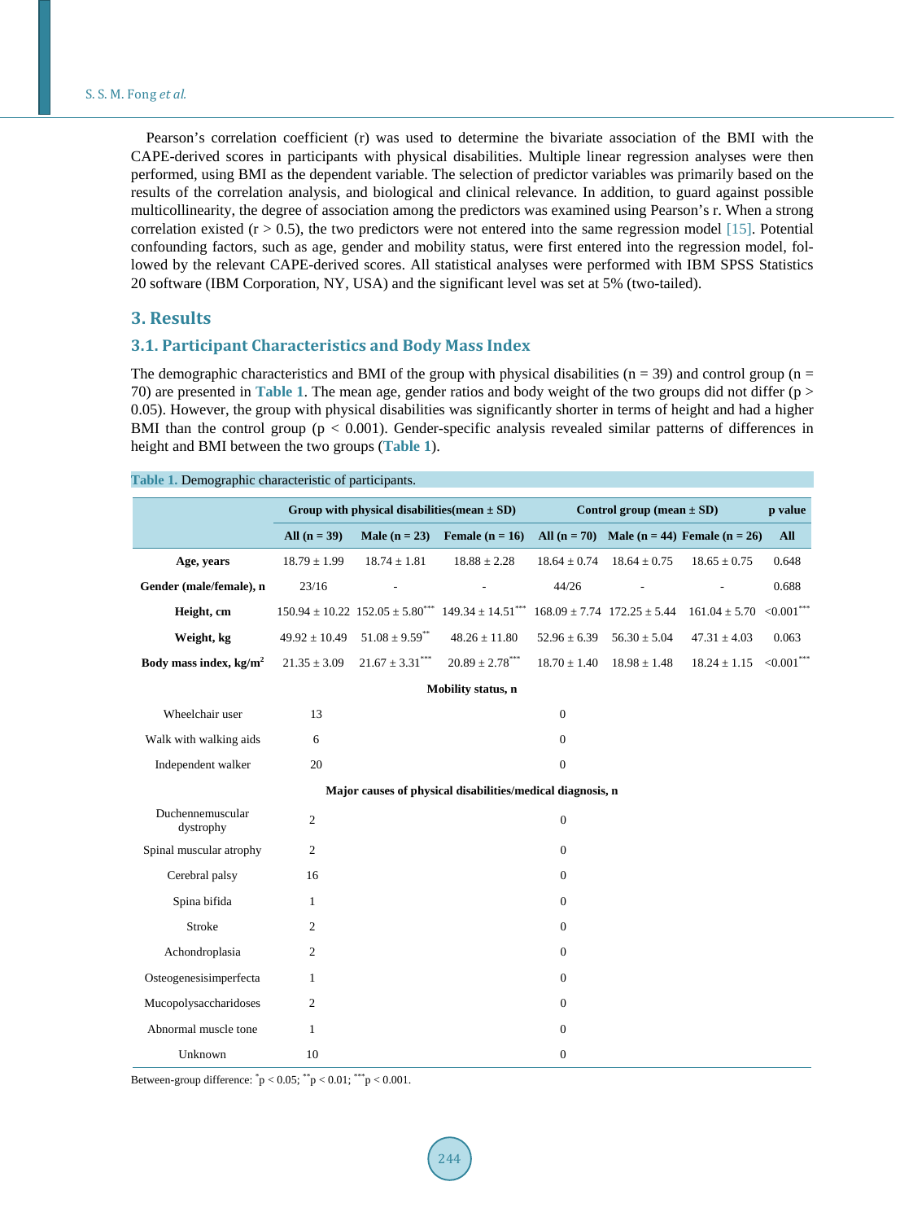Pearson's correlation coefficient (r) was used to determine the bivariate association of the BMI with the CAPE-derived scores in participants with physical disabilities. Multiple linear regression analyses were then performed, using BMI as the dependent variable. The selection of predictor variables was primarily based on the results of the correlation analysis, and biological and clinical relevance. In addition, to guard against possible multicollinearity, the degree of association among the predictors was examined using Pearson's r. When a strong correlation existed ($r > 0.5$), the two predictors were not entered into the same regression model [15]. Potential confounding factors, such as age, gender and mobility status, were first entered into the regression model, followed by the relevant CAPE-derived scores. All statistical analyses were performed with IBM SPSS Statistics 20 software (IBM Corporation, NY, USA) and the significant level was set at 5% (two-tailed).

## 3. Results

### 3.1. Participant Characteristics and Body Mass Index

The demographic characteristics and BMI of the group with physical disabilities (n = 39) and control group (n = 70) are presented in Table 1. The mean age, gender ratios and body weight of the two groups did not differ ($p > 0.05$). However, the group with physical disabilities was significantly shorter in terms of height and had a higher BMI than the control group ($p < 0.001$). Gender-specific analysis revealed similar patterns of differences in height and BMI between the two groups (Table 1).

Table 1. Demographic characteristic of participants.

| | Group with physical disabilities(mean ± SD) | | | Control group (mean ± SD) | | | p value |
|---|---|---|---|---|---|---|---|
| | All (n = 39) | Male (n = 23) | Female (n = 16) | All (n = 70) | Male (n = 44) | Female (n = 26) | All |
| **Age, years** | 18.79 ± 1.99 | 18.74 ± 1.81 | 18.88 ± 2.28 | 18.64 ± 0.74 | 18.64 ± 0.75 | 18.65 ± 0.75 | 0.648 |
| **Gender (male/female), n** | 23/16 | - | - | 44/26 | - | - | 0.688 |
| **Height, cm** | 150.94 ± 10.22 | 152.05 ± 5.80*** | 149.34 ± 14.51*** | 168.09 ± 7.74 | 172.25 ± 5.44 | 161.04 ± 5.70 | <0.001*** |
| **Weight, kg** | 49.92 ± 10.49 | 51.08 ± 9.59** | 48.26 ± 11.80 | 52.96 ± 6.39 | 56.30 ± 5.04 | 47.31 ± 4.03 | 0.063 |
| **Body mass index, kg/m²** | 21.35 ± 3.09 | 21.67 ± 3.31*** | 20.89 ± 2.78*** | 18.70 ± 1.40 | 18.98 ± 1.48 | 18.24 ± 1.15 | <0.001*** |
| **Mobility status, n** | | | | | | | |
| Wheelchair user | 13 | | | 0 | | | |
| Walk with walking aids | 6 | | | 0 | | | |
| Independent walker | 20 | | | 0 | | | |
| **Major causes of physical disabilities/medical diagnosis, n** | | | | | | | |
| Duchennemuscular dystrophy | 2 | | | 0 | | | |
| Spinal muscular atrophy | 2 | | | 0 | | | |
| Cerebral palsy | 16 | | | 0 | | | |
| Spina bifida | 1 | | | 0 | | | |
| Stroke | 2 | | | 0 | | | |
| Achondroplasia | 2 | | | 0 | | | |
| Osteogenesisimperfecta | 1 | | | 0 | | | |
| Mucopolysaccharidoses | 2 | | | 0 | | | |
| Abnormal muscle tone | 1 | | | 0 | | | |
| Unknown | 10 | | | 0 | | | |

Between-group difference: *$p < 0.05$; **$p < 0.01$; ***$p < 0.001$.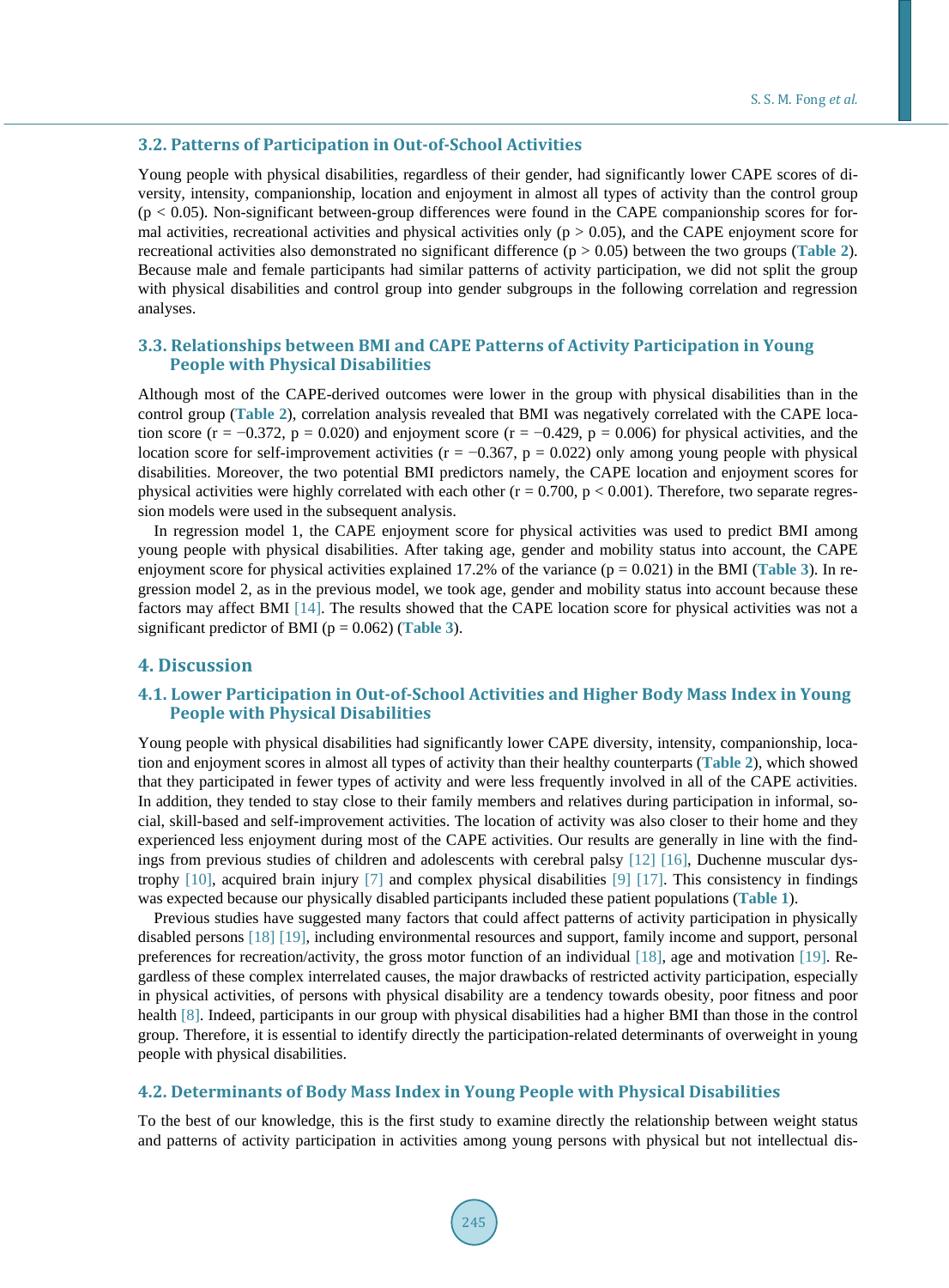### 3.2. Patterns of Participation in Out-of-School Activities

Young people with physical disabilities, regardless of their gender, had significantly lower CAPE scores of diversity, intensity, companionship, location and enjoyment in almost all types of activity than the control group ($p < 0.05$). Non-significant between-group differences were found in the CAPE companionship scores for formal activities, recreational activities and physical activities only ($p > 0.05$), and the CAPE enjoyment score for recreational activities also demonstrated no significant difference ($p > 0.05$) between the two groups (**Table 2**). Because male and female participants had similar patterns of activity participation, we did not split the group with physical disabilities and control group into gender subgroups in the following correlation and regression analyses.

### 3.3. Relationships between BMI and CAPE Patterns of Activity Participation in Young People with Physical Disabilities

Although most of the CAPE-derived outcomes were lower in the group with physical disabilities than in the control group (**Table 2**), correlation analysis revealed that BMI was negatively correlated with the CAPE location score ($r = -0.372$, $p = 0.020$) and enjoyment score ($r = -0.429$, $p = 0.006$) for physical activities, and the location score for self-improvement activities ($r = -0.367$, $p = 0.022$) only among young people with physical disabilities. Moreover, the two potential BMI predictors namely, the CAPE location and enjoyment scores for physical activities were highly correlated with each other ($r = 0.700$, $p < 0.001$). Therefore, two separate regression models were used in the subsequent analysis.

In regression model 1, the CAPE enjoyment score for physical activities was used to predict BMI among young people with physical disabilities. After taking age, gender and mobility status into account, the CAPE enjoyment score for physical activities explained 17.2% of the variance ($p = 0.021$) in the BMI (**Table 3**). In regression model 2, as in the previous model, we took age, gender and mobility status into account because these factors may affect BMI [14]. The results showed that the CAPE location score for physical activities was not a significant predictor of BMI ($p = 0.062$) (**Table 3**).

## 4. Discussion

### 4.1. Lower Participation in Out-of-School Activities and Higher Body Mass Index in Young People with Physical Disabilities

Young people with physical disabilities had significantly lower CAPE diversity, intensity, companionship, location and enjoyment scores in almost all types of activity than their healthy counterparts (**Table 2**), which showed that they participated in fewer types of activity and were less frequently involved in all of the CAPE activities. In addition, they tended to stay close to their family members and relatives during participation in informal, social, skill-based and self-improvement activities. The location of activity was also closer to their home and they experienced less enjoyment during most of the CAPE activities. Our results are generally in line with the findings from previous studies of children and adolescents with cerebral palsy [12] [16], Duchenne muscular dystrophy [10], acquired brain injury [7] and complex physical disabilities [9] [17]. This consistency in findings was expected because our physically disabled participants included these patient populations (**Table 1**).

Previous studies have suggested many factors that could affect patterns of activity participation in physically disabled persons [18] [19], including environmental resources and support, family income and support, personal preferences for recreation/activity, the gross motor function of an individual [18], age and motivation [19]. Regardless of these complex interrelated causes, the major drawbacks of restricted activity participation, especially in physical activities, of persons with physical disability are a tendency towards obesity, poor fitness and poor health [8]. Indeed, participants in our group with physical disabilities had a higher BMI than those in the control group. Therefore, it is essential to identify directly the participation-related determinants of overweight in young people with physical disabilities.

### 4.2. Determinants of Body Mass Index in Young People with Physical Disabilities

To the best of our knowledge, this is the first study to examine directly the relationship between weight status and patterns of activity participation in activities among young persons with physical but not intellectual dis-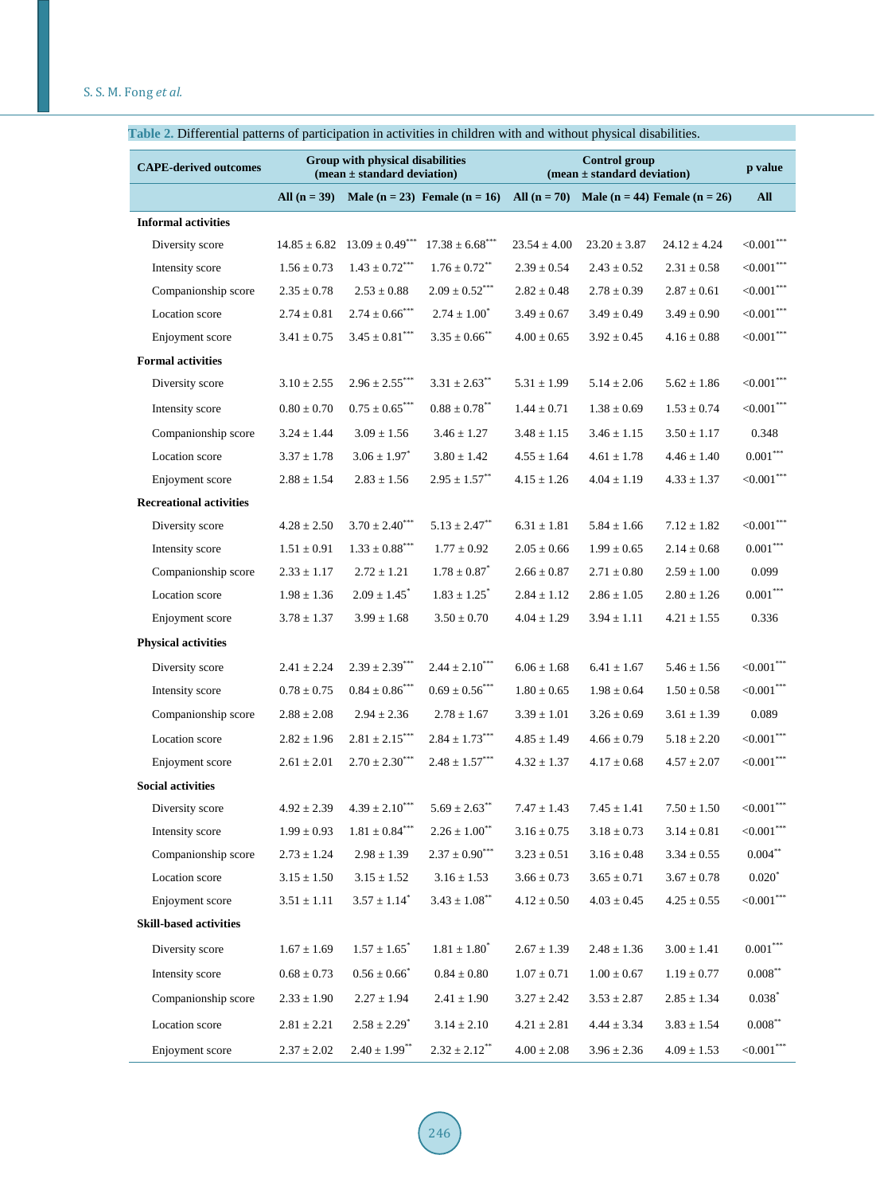**Table 2.** Differential patterns of participation in activities in children with and without physical disabilities.

| CAPE-derived outcomes | Group with physical disabilities (mean ± standard deviation) | | | Control group (mean ± standard deviation) | | | p value |
|---|---|---|---|---|---|---|---|
| | All (n = 39) | Male (n = 23) | Female (n = 16) | All (n = 70) | Male (n = 44) | Female (n = 26) | All |
| **Informal activities** | | | | | | | |
| Diversity score | 14.85 ± 6.82 | 13.09 ± 0.49*** | 17.38 ± 6.68*** | 23.54 ± 4.00 | 23.20 ± 3.87 | 24.12 ± 4.24 | <0.001*** |
| Intensity score | 1.56 ± 0.73 | 1.43 ± 0.72*** | 1.76 ± 0.72** | 2.39 ± 0.54 | 2.43 ± 0.52 | 2.31 ± 0.58 | <0.001*** |
| Companionship score | 2.35 ± 0.78 | 2.53 ± 0.88 | 2.09 ± 0.52*** | 2.82 ± 0.48 | 2.78 ± 0.39 | 2.87 ± 0.61 | <0.001*** |
| Location score | 2.74 ± 0.81 | 2.74 ± 0.66*** | 2.74 ± 1.00* | 3.49 ± 0.67 | 3.49 ± 0.49 | 3.49 ± 0.90 | <0.001*** |
| Enjoyment score | 3.41 ± 0.75 | 3.45 ± 0.81*** | 3.35 ± 0.66** | 4.00 ± 0.65 | 3.92 ± 0.45 | 4.16 ± 0.88 | <0.001*** |
| **Formal activities** | | | | | | | |
| Diversity score | 3.10 ± 2.55 | 2.96 ± 2.55*** | 3.31 ± 2.63** | 5.31 ± 1.99 | 5.14 ± 2.06 | 5.62 ± 1.86 | <0.001*** |
| Intensity score | 0.80 ± 0.70 | 0.75 ± 0.65*** | 0.88 ± 0.78** | 1.44 ± 0.71 | 1.38 ± 0.69 | 1.53 ± 0.74 | <0.001*** |
| Companionship score | 3.24 ± 1.44 | 3.09 ± 1.56 | 3.46 ± 1.27 | 3.48 ± 1.15 | 3.46 ± 1.15 | 3.50 ± 1.17 | 0.348 |
| Location score | 3.37 ± 1.78 | 3.06 ± 1.97* | 3.80 ± 1.42 | 4.55 ± 1.64 | 4.61 ± 1.78 | 4.46 ± 1.40 | 0.001*** |
| Enjoyment score | 2.88 ± 1.54 | 2.83 ± 1.56 | 2.95 ± 1.57** | 4.15 ± 1.26 | 4.04 ± 1.19 | 4.33 ± 1.37 | <0.001*** |
| **Recreational activities** | | | | | | | |
| Diversity score | 4.28 ± 2.50 | 3.70 ± 2.40*** | 5.13 ± 2.47** | 6.31 ± 1.81 | 5.84 ± 1.66 | 7.12 ± 1.82 | <0.001*** |
| Intensity score | 1.51 ± 0.91 | 1.33 ± 0.88*** | 1.77 ± 0.92 | 2.05 ± 0.66 | 1.99 ± 0.65 | 2.14 ± 0.68 | 0.001*** |
| Companionship score | 2.33 ± 1.17 | 2.72 ± 1.21 | 1.78 ± 0.87* | 2.66 ± 0.87 | 2.71 ± 0.80 | 2.59 ± 1.00 | 0.099 |
| Location score | 1.98 ± 1.36 | 2.09 ± 1.45* | 1.83 ± 1.25* | 2.84 ± 1.12 | 2.86 ± 1.05 | 2.80 ± 1.26 | 0.001*** |
| Enjoyment score | 3.78 ± 1.37 | 3.99 ± 1.68 | 3.50 ± 0.70 | 4.04 ± 1.29 | 3.94 ± 1.11 | 4.21 ± 1.55 | 0.336 |
| **Physical activities** | | | | | | | |
| Diversity score | 2.41 ± 2.24 | 2.39 ± 2.39*** | 2.44 ± 2.10*** | 6.06 ± 1.68 | 6.41 ± 1.67 | 5.46 ± 1.56 | <0.001*** |
| Intensity score | 0.78 ± 0.75 | 0.84 ± 0.86*** | 0.69 ± 0.56*** | 1.80 ± 0.65 | 1.98 ± 0.64 | 1.50 ± 0.58 | <0.001*** |
| Companionship score | 2.88 ± 2.08 | 2.94 ± 2.36 | 2.78 ± 1.67 | 3.39 ± 1.01 | 3.26 ± 0.69 | 3.61 ± 1.39 | 0.089 |
| Location score | 2.82 ± 1.96 | 2.81 ± 2.15*** | 2.84 ± 1.73*** | 4.85 ± 1.49 | 4.66 ± 0.79 | 5.18 ± 2.20 | <0.001*** |
| Enjoyment score | 2.61 ± 2.01 | 2.70 ± 2.30*** | 2.48 ± 1.57*** | 4.32 ± 1.37 | 4.17 ± 0.68 | 4.57 ± 2.07 | <0.001*** |
| **Social activities** | | | | | | | |
| Diversity score | 4.92 ± 2.39 | 4.39 ± 2.10*** | 5.69 ± 2.63** | 7.47 ± 1.43 | 7.45 ± 1.41 | 7.50 ± 1.50 | <0.001*** |
| Intensity score | 1.99 ± 0.93 | 1.81 ± 0.84*** | 2.26 ± 1.00** | 3.16 ± 0.75 | 3.18 ± 0.73 | 3.14 ± 0.81 | <0.001*** |
| Companionship score | 2.73 ± 1.24 | 2.98 ± 1.39 | 2.37 ± 0.90*** | 3.23 ± 0.51 | 3.16 ± 0.48 | 3.34 ± 0.55 | 0.004** |
| Location score | 3.15 ± 1.50 | 3.15 ± 1.52 | 3.16 ± 1.53 | 3.66 ± 0.73 | 3.65 ± 0.71 | 3.67 ± 0.78 | 0.020* |
| Enjoyment score | 3.51 ± 1.11 | 3.57 ± 1.14* | 3.43 ± 1.08** | 4.12 ± 0.50 | 4.03 ± 0.45 | 4.25 ± 0.55 | <0.001*** |
| **Skill-based activities** | | | | | | | |
| Diversity score | 1.67 ± 1.69 | 1.57 ± 1.65* | 1.81 ± 1.80* | 2.67 ± 1.39 | 2.48 ± 1.36 | 3.00 ± 1.41 | 0.001*** |
| Intensity score | 0.68 ± 0.73 | 0.56 ± 0.66* | 0.84 ± 0.80 | 1.07 ± 0.71 | 1.00 ± 0.67 | 1.19 ± 0.77 | 0.008** |
| Companionship score | 2.33 ± 1.90 | 2.27 ± 1.94 | 2.41 ± 1.90 | 3.27 ± 2.42 | 3.53 ± 2.87 | 2.85 ± 1.34 | 0.038* |
| Location score | 2.81 ± 2.21 | 2.58 ± 2.29* | 3.14 ± 2.10 | 4.21 ± 2.81 | 4.44 ± 3.34 | 3.83 ± 1.54 | 0.008** |
| Enjoyment score | 2.37 ± 2.02 | 2.40 ± 1.99** | 2.32 ± 2.12** | 4.00 ± 2.08 | 3.96 ± 2.36 | 4.09 ± 1.53 | <0.001*** |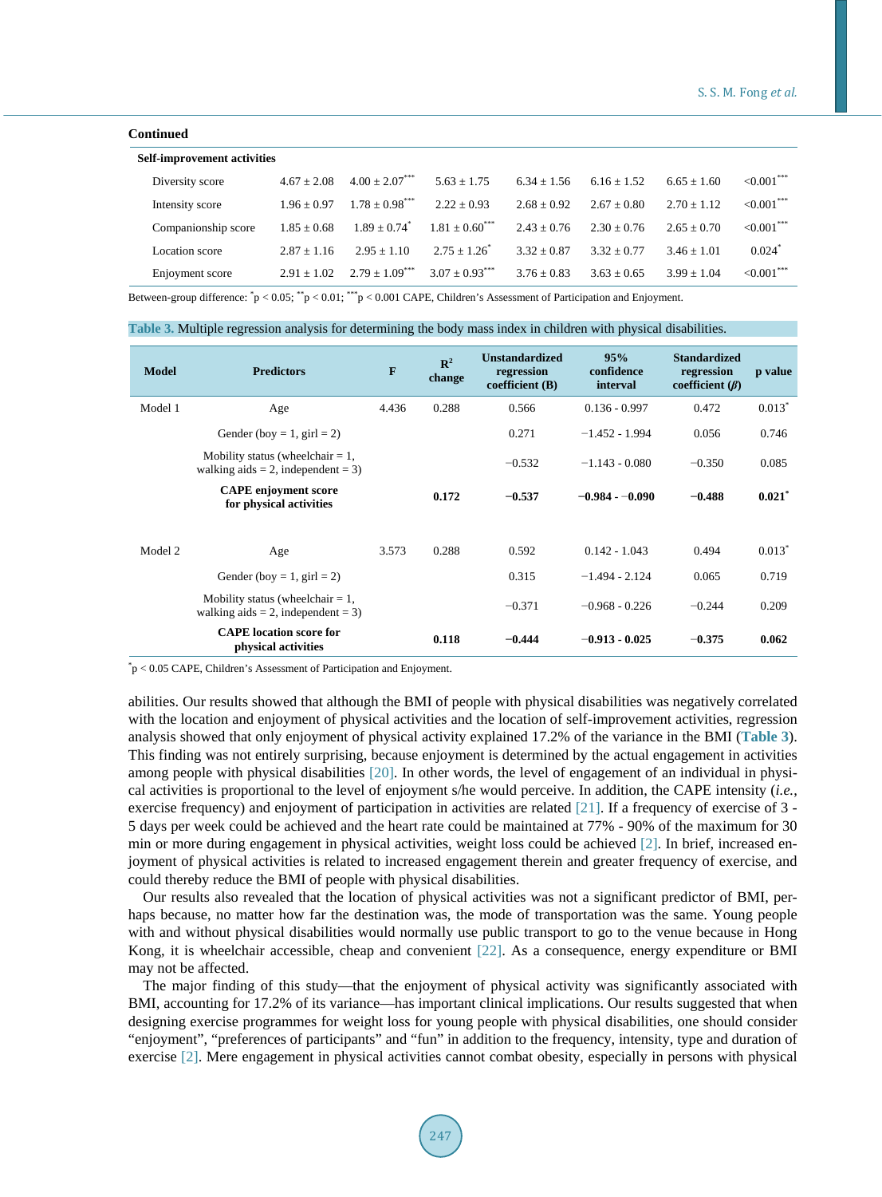**Continued**

| | | | | | | | |
|---|---|---|---|---|---|---|---|
| **Self-improvement activities** | | | | | | | |
| Diversity score | 4.67 ± 2.08 | 4.00 ± 2.07*** | 5.63 ± 1.75 | 6.34 ± 1.56 | 6.16 ± 1.52 | 6.65 ± 1.60 | <0.001*** |
| Intensity score | 1.96 ± 0.97 | 1.78 ± 0.98*** | 2.22 ± 0.93 | 2.68 ± 0.92 | 2.67 ± 0.80 | 2.70 ± 1.12 | <0.001*** |
| Companionship score | 1.85 ± 0.68 | 1.89 ± 0.74* | 1.81 ± 0.60*** | 2.43 ± 0.76 | 2.30 ± 0.76 | 2.65 ± 0.70 | <0.001*** |
| Location score | 2.87 ± 1.16 | 2.95 ± 1.10 | 2.75 ± 1.26* | 3.32 ± 0.87 | 3.32 ± 0.77 | 3.46 ± 1.01 | 0.024* |
| Enjoyment score | 2.91 ± 1.02 | 2.79 ± 1.09*** | 3.07 ± 0.93*** | 3.76 ± 0.83 | 3.63 ± 0.65 | 3.99 ± 1.04 | <0.001*** |

Between-group difference: *p < 0.05; **p < 0.01; ***p < 0.001 CAPE, Children's Assessment of Participation and Enjoyment.

**Table 3.** Multiple regression analysis for determining the body mass index in children with physical disabilities.

| Model | Predictors | F | $R^2$ change | Unstandardized regression coefficient (B) | 95% confidence interval | Standardized regression coefficient ($\beta$) | p value |
|---|---|---|---|---|---|---|---|
| Model 1 | Age | 4.436 | 0.288 | 0.566 | 0.136 - 0.997 | 0.472 | 0.013* |
| | Gender (boy = 1, girl = 2) | | | 0.271 | −1.452 - 1.994 | 0.056 | 0.746 |
| | Mobility status (wheelchair = 1, walking aids = 2, independent = 3) | | | −0.532 | −1.143 - 0.080 | −0.350 | 0.085 |
| | **CAPE enjoyment score for physical activities** | | **0.172** | **−0.537** | **−0.984 - −0.090** | **−0.488** | **0.021*** |
| Model 2 | Age | 3.573 | 0.288 | 0.592 | 0.142 - 1.043 | 0.494 | 0.013* |
| | Gender (boy = 1, girl = 2) | | | 0.315 | −1.494 - 2.124 | 0.065 | 0.719 |
| | Mobility status (wheelchair = 1, walking aids = 2, independent = 3) | | | −0.371 | −0.968 - 0.226 | −0.244 | 0.209 |
| | **CAPE location score for physical activities** | | **0.118** | **−0.444** | **−0.913 - 0.025** | **−0.375** | **0.062** |

*p < 0.05 CAPE, Children's Assessment of Participation and Enjoyment.

abilities. Our results showed that although the BMI of people with physical disabilities was negatively correlated with the location and enjoyment of physical activities and the location of self-improvement activities, regression analysis showed that only enjoyment of physical activity explained 17.2% of the variance in the BMI (Table 3). This finding was not entirely surprising, because enjoyment is determined by the actual engagement in activities among people with physical disabilities [20]. In other words, the level of engagement of an individual in physical activities is proportional to the level of enjoyment s/he would perceive. In addition, the CAPE intensity (*i.e.*, exercise frequency) and enjoyment of participation in activities are related [21]. If a frequency of exercise of 3 - 5 days per week could be achieved and the heart rate could be maintained at 77% - 90% of the maximum for 30 min or more during engagement in physical activities, weight loss could be achieved [2]. In brief, increased enjoyment of physical activities is related to increased engagement therein and greater frequency of exercise, and could thereby reduce the BMI of people with physical disabilities.

Our results also revealed that the location of physical activities was not a significant predictor of BMI, perhaps because, no matter how far the destination was, the mode of transportation was the same. Young people with and without physical disabilities would normally use public transport to go to the venue because in Hong Kong, it is wheelchair accessible, cheap and convenient [22]. As a consequence, energy expenditure or BMI may not be affected.

The major finding of this study—that the enjoyment of physical activity was significantly associated with BMI, accounting for 17.2% of its variance—has important clinical implications. Our results suggested that when designing exercise programmes for weight loss for young people with physical disabilities, one should consider "enjoyment", "preferences of participants" and "fun" in addition to the frequency, intensity, type and duration of exercise [2]. Mere engagement in physical activities cannot combat obesity, especially in persons with physical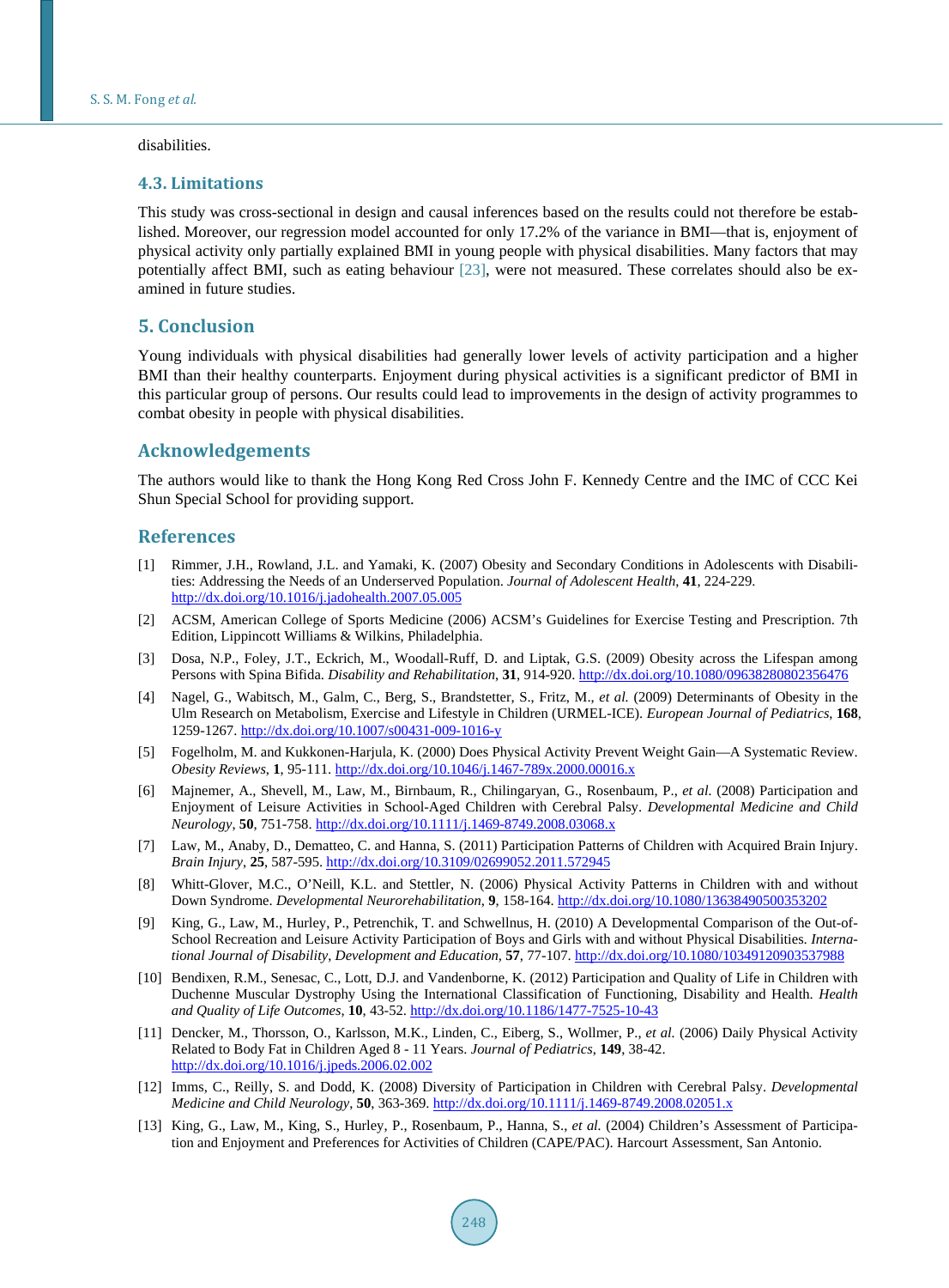disabilities.

### 4.3. Limitations

This study was cross-sectional in design and causal inferences based on the results could not therefore be established. Moreover, our regression model accounted for only 17.2% of the variance in BMI—that is, enjoyment of physical activity only partially explained BMI in young people with physical disabilities. Many factors that may potentially affect BMI, such as eating behaviour [23], were not measured. These correlates should also be examined in future studies.

## 5. Conclusion

Young individuals with physical disabilities had generally lower levels of activity participation and a higher BMI than their healthy counterparts. Enjoyment during physical activities is a significant predictor of BMI in this particular group of persons. Our results could lead to improvements in the design of activity programmes to combat obesity in people with physical disabilities.

## Acknowledgements

The authors would like to thank the Hong Kong Red Cross John F. Kennedy Centre and the IMC of CCC Kei Shun Special School for providing support.

## References

[1] Rimmer, J.H., Rowland, J.L. and Yamaki, K. (2007) Obesity and Secondary Conditions in Adolescents with Disabilities: Addressing the Needs of an Underserved Population. *Journal of Adolescent Health*, **41**, 224-229. http://dx.doi.org/10.1016/j.jadohealth.2007.05.005

[2] ACSM, American College of Sports Medicine (2006) ACSM's Guidelines for Exercise Testing and Prescription. 7th Edition, Lippincott Williams & Wilkins, Philadelphia.

[3] Dosa, N.P., Foley, J.T., Eckrich, M., Woodall-Ruff, D. and Liptak, G.S. (2009) Obesity across the Lifespan among Persons with Spina Bifida. *Disability and Rehabilitation*, **31**, 914-920. http://dx.doi.org/10.1080/09638280802356476

[4] Nagel, G., Wabitsch, M., Galm, C., Berg, S., Brandstetter, S., Fritz, M., *et al.* (2009) Determinants of Obesity in the Ulm Research on Metabolism, Exercise and Lifestyle in Children (URMEL-ICE). *European Journal of Pediatrics*, **168**, 1259-1267. http://dx.doi.org/10.1007/s00431-009-1016-y

[5] Fogelholm, M. and Kukkonen-Harjula, K. (2000) Does Physical Activity Prevent Weight Gain—A Systematic Review. *Obesity Reviews*, **1**, 95-111. http://dx.doi.org/10.1046/j.1467-789x.2000.00016.x

[6] Majnemer, A., Shevell, M., Law, M., Birnbaum, R., Chilingaryan, G., Rosenbaum, P., *et al.* (2008) Participation and Enjoyment of Leisure Activities in School-Aged Children with Cerebral Palsy. *Developmental Medicine and Child Neurology*, **50**, 751-758. http://dx.doi.org/10.1111/j.1469-8749.2008.03068.x

[7] Law, M., Anaby, D., Dematteo, C. and Hanna, S. (2011) Participation Patterns of Children with Acquired Brain Injury. *Brain Injury*, **25**, 587-595. http://dx.doi.org/10.3109/02699052.2011.572945

[8] Whitt-Glover, M.C., O'Neill, K.L. and Stettler, N. (2006) Physical Activity Patterns in Children with and without Down Syndrome. *Developmental Neurorehabilitation*, **9**, 158-164. http://dx.doi.org/10.1080/13638490500353202

[9] King, G., Law, M., Hurley, P., Petrenchik, T. and Schwellnus, H. (2010) A Developmental Comparison of the Out-of-School Recreation and Leisure Activity Participation of Boys and Girls with and without Physical Disabilities. *International Journal of Disability, Development and Education*, **57**, 77-107. http://dx.doi.org/10.1080/10349120903537988

[10] Bendixen, R.M., Senesac, C., Lott, D.J. and Vandenborne, K. (2012) Participation and Quality of Life in Children with Duchenne Muscular Dystrophy Using the International Classification of Functioning, Disability and Health. *Health and Quality of Life Outcomes*, **10**, 43-52. http://dx.doi.org/10.1186/1477-7525-10-43

[11] Dencker, M., Thorsson, O., Karlsson, M.K., Linden, C., Eiberg, S., Wollmer, P., *et al.* (2006) Daily Physical Activity Related to Body Fat in Children Aged 8 - 11 Years. *Journal of Pediatrics*, **149**, 38-42. http://dx.doi.org/10.1016/j.jpeds.2006.02.002

[12] Imms, C., Reilly, S. and Dodd, K. (2008) Diversity of Participation in Children with Cerebral Palsy. *Developmental Medicine and Child Neurology*, **50**, 363-369. http://dx.doi.org/10.1111/j.1469-8749.2008.02051.x

[13] King, G., Law, M., King, S., Hurley, P., Rosenbaum, P., Hanna, S., *et al.* (2004) Children's Assessment of Participation and Enjoyment and Preferences for Activities of Children (CAPE/PAC). Harcourt Assessment, San Antonio.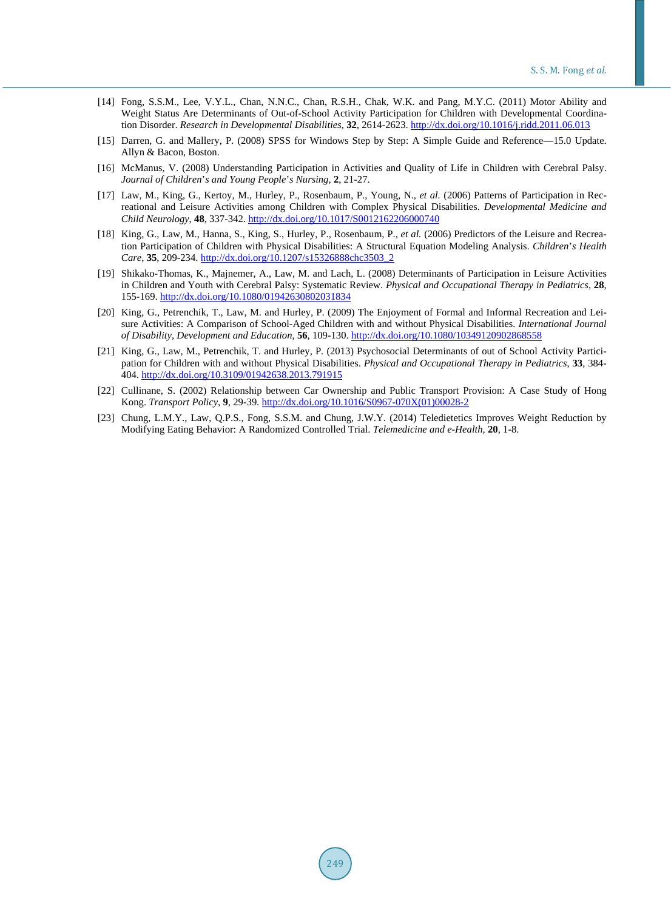[14] Fong, S.S.M., Lee, V.Y.L., Chan, N.N.C., Chan, R.S.H., Chak, W.K. and Pang, M.Y.C. (2011) Motor Ability and Weight Status Are Determinants of Out-of-School Activity Participation for Children with Developmental Coordination Disorder. *Research in Developmental Disabilities*, **32**, 2614-2623. http://dx.doi.org/10.1016/j.ridd.2011.06.013

[15] Darren, G. and Mallery, P. (2008) SPSS for Windows Step by Step: A Simple Guide and Reference—15.0 Update. Allyn & Bacon, Boston.

[16] McManus, V. (2008) Understanding Participation in Activities and Quality of Life in Children with Cerebral Palsy. *Journal of Children's and Young People's Nursing*, **2**, 21-27.

[17] Law, M., King, G., Kertoy, M., Hurley, P., Rosenbaum, P., Young, N., *et al.* (2006) Patterns of Participation in Recreational and Leisure Activities among Children with Complex Physical Disabilities. *Developmental Medicine and Child Neurology*, **48**, 337-342. http://dx.doi.org/10.1017/S0012162206000740

[18] King, G., Law, M., Hanna, S., King, S., Hurley, P., Rosenbaum, P., *et al.* (2006) Predictors of the Leisure and Recreation Participation of Children with Physical Disabilities: A Structural Equation Modeling Analysis. *Children's Health Care*, **35**, 209-234. http://dx.doi.org/10.1207/s15326888chc3503_2

[19] Shikako-Thomas, K., Majnemer, A., Law, M. and Lach, L. (2008) Determinants of Participation in Leisure Activities in Children and Youth with Cerebral Palsy: Systematic Review. *Physical and Occupational Therapy in Pediatrics*, **28**, 155-169. http://dx.doi.org/10.1080/01942630802031834

[20] King, G., Petrenchik, T., Law, M. and Hurley, P. (2009) The Enjoyment of Formal and Informal Recreation and Leisure Activities: A Comparison of School-Aged Children with and without Physical Disabilities. *International Journal of Disability, Development and Education*, **56**, 109-130. http://dx.doi.org/10.1080/10349120902868558

[21] King, G., Law, M., Petrenchik, T. and Hurley, P. (2013) Psychosocial Determinants of out of School Activity Participation for Children with and without Physical Disabilities. *Physical and Occupational Therapy in Pediatrics*, **33**, 384-404. http://dx.doi.org/10.3109/01942638.2013.791915

[22] Cullinane, S. (2002) Relationship between Car Ownership and Public Transport Provision: A Case Study of Hong Kong. *Transport Policy*, **9**, 29-39. http://dx.doi.org/10.1016/S0967-070X(01)00028-2

[23] Chung, L.M.Y., Law, Q.P.S., Fong, S.S.M. and Chung, J.W.Y. (2014) Teledietetics Improves Weight Reduction by Modifying Eating Behavior: A Randomized Controlled Trial. *Telemedicine and e-Health*, **20**, 1-8.